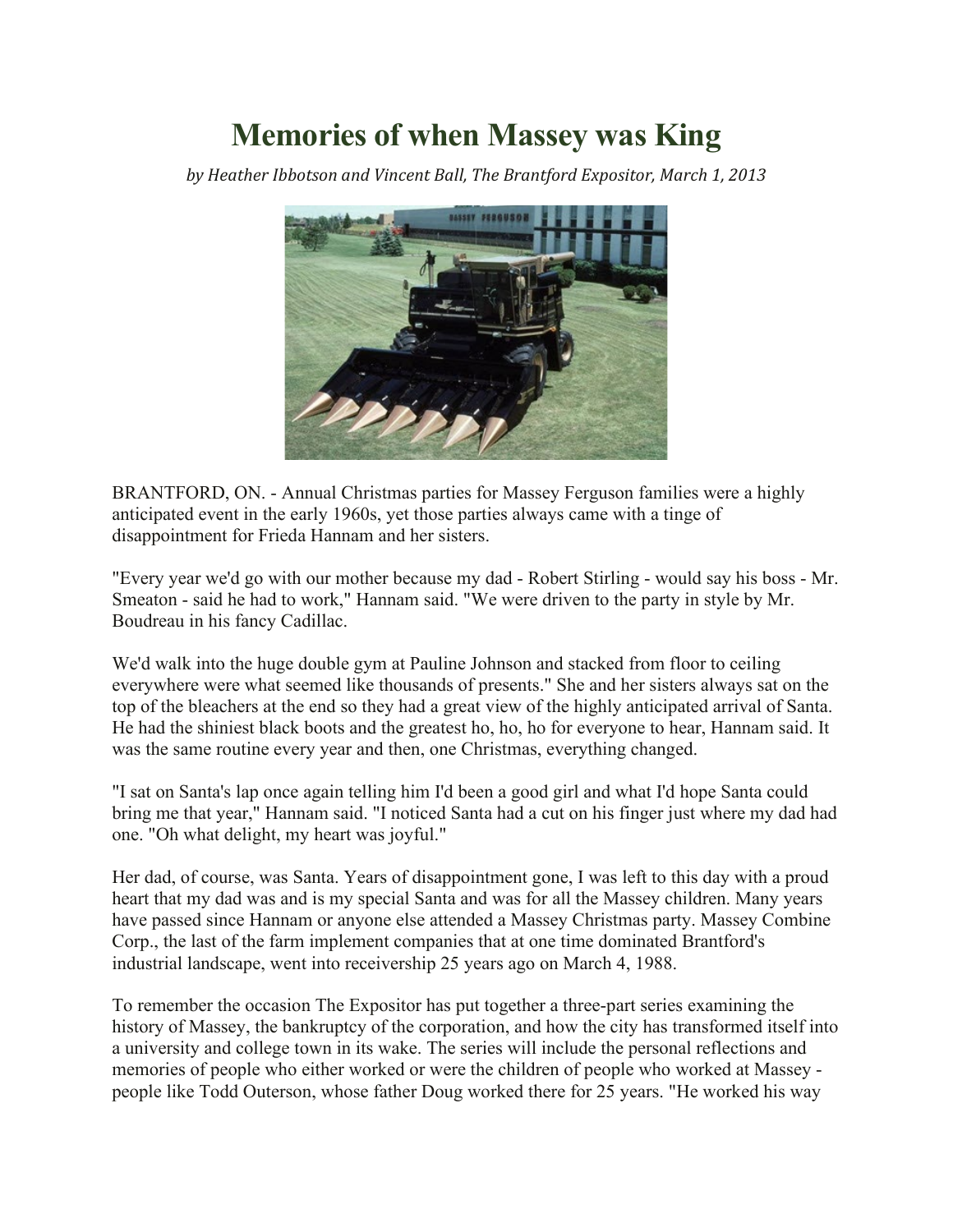# Memories of when Massey was King

*by Heather Ibbotson and Vincent Ball, The Brantford Expositor, March 1, 2013*

BRANTFORD, ON. - Annual Christmas parties for Massey Ferguson families were a highly anticipated event in the early 1960s, yet those parties always came with a tinge of disappointment for Frieda Hannam and her sisters.

"Every year we'd go with our mother because my dad - Robert Stirling - would say his boss - Mr. Smeaton - said he had to work," Hannam said. "We were driven to the party in style by Mr. Boudreau in his fancy Cadillac.

We'd walk into the huge double gym at Pauline Johnson and stacked from floor to ceiling everywhere were what seemed like thousands of presents." She and her sisters always sat on the top of the bleachers at the end so they had a great view of the highly anticipated arrival of Santa. He had the shiniest black boots and the greatest ho, ho, ho for everyone to hear, Hannam said. It was the same routine every year and then, one Christmas, everything changed.

"I sat on Santa's lap once again telling him I'd been a good girl and what I'd hope Santa could bring me that year," Hannam said. "I noticed Santa had a cut on his finger just where my dad had one. "Oh what delight, my heart was joyful."

Her dad, of course, was Santa. Years of disappointment gone, I was left to this day with a proud heart that my dad was and is my special Santa and was for all the Massey children. Many years have passed since Hannam or anyone else attended a Massey Christmas party. Massey Combine Corp., the last of the farm implement companies that at one time dominated Brantford's industrial landscape, went into receivership 25 years ago on March 4, 1988.

To remember the occasion The Expositor has put together a three-part series examining the history of Massey, the bankruptcy of the corporation, and how the city has transformed itself into a university and college town in its wake. The series will include the personal reflections and memories of people who either worked or were the children of people who worked at Massey - people like Todd Outerson, whose father Doug worked there for 25 years. "He worked his way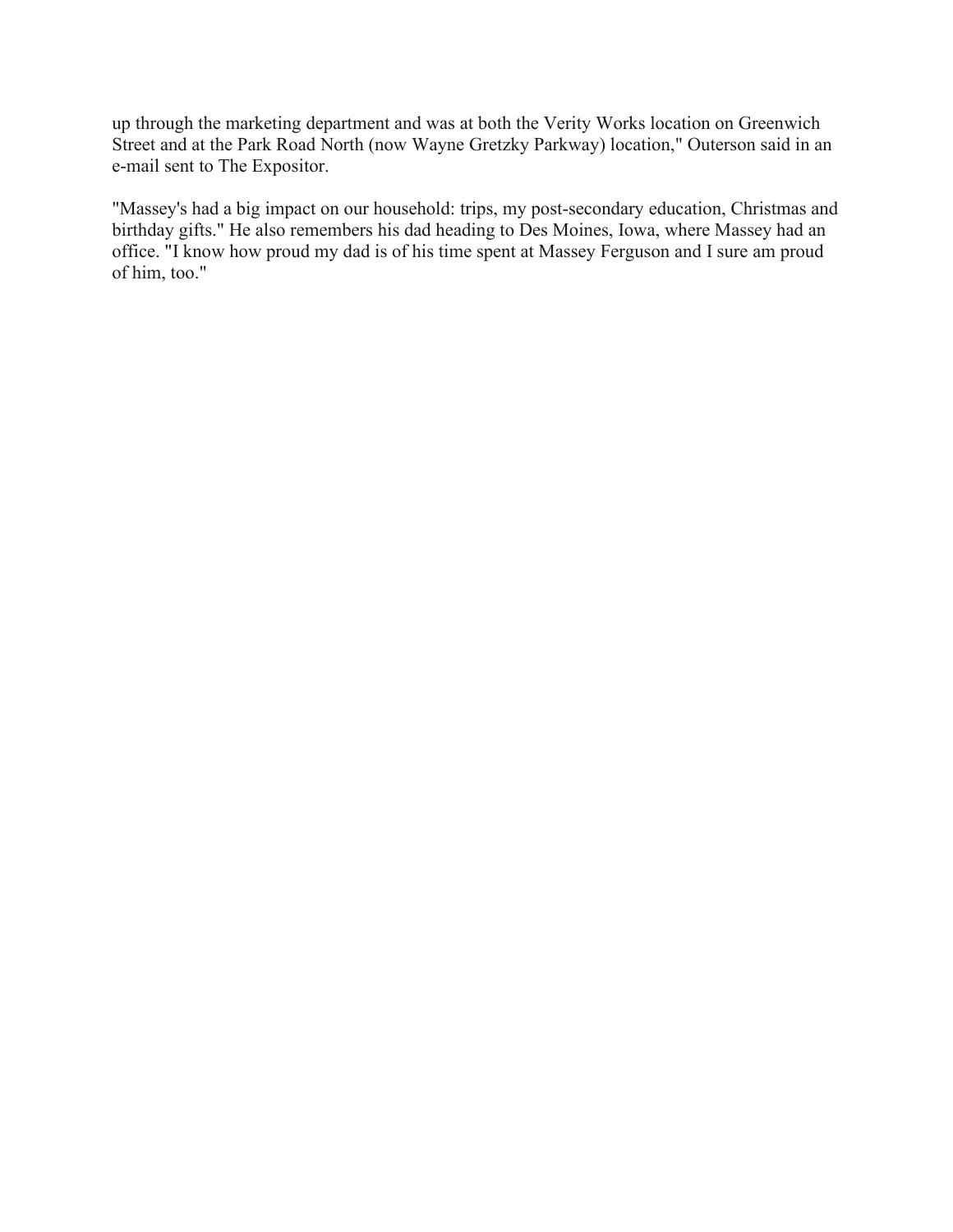up through the marketing department and was at both the Verity Works location on Greenwich Street and at the Park Road North (now Wayne Gretzky Parkway) location," Outerson said in an e-mail sent to The Expositor.

"Massey's had a big impact on our household: trips, my post-secondary education, Christmas and birthday gifts." He also remembers his dad heading to Des Moines, Iowa, where Massey had an office. "I know how proud my dad is of his time spent at Massey Ferguson and I sure am proud of him, too."